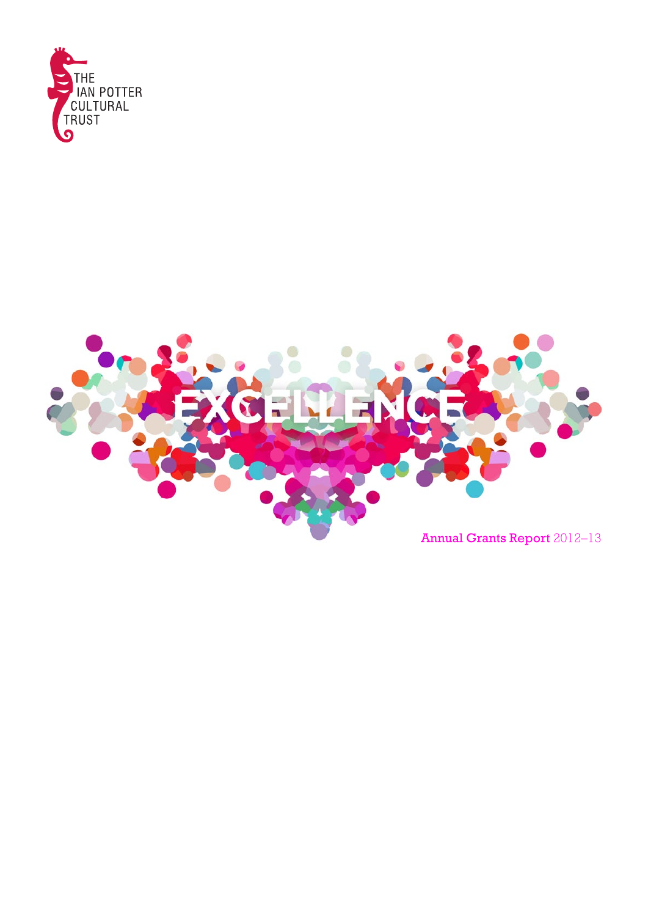THE IAN POTTER CULTURAL TRUST

# EXCELLENCE

Annual Grants Report 2012–13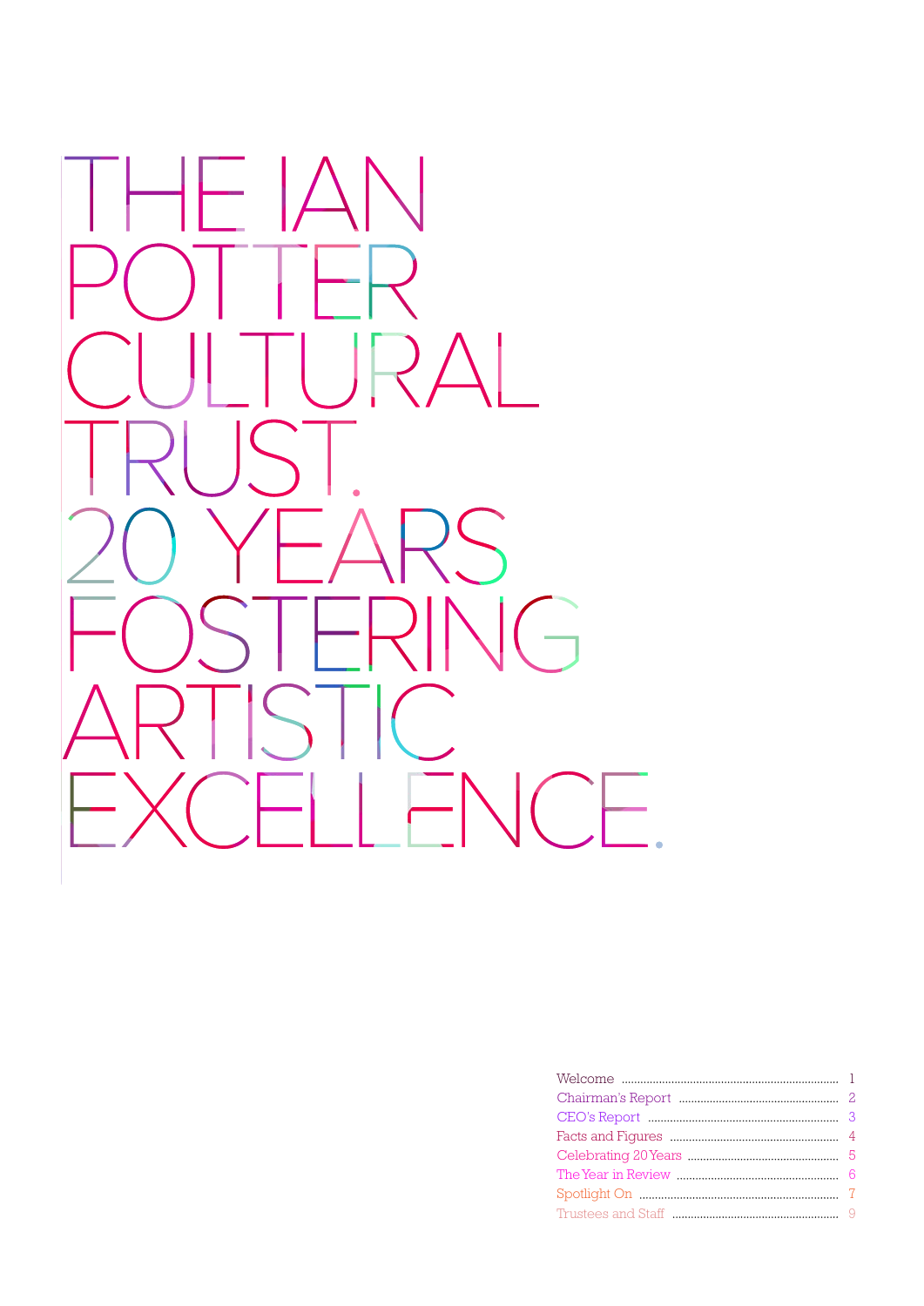# THE IAN POTTER CULTURAL TRUST. 20 YEARS FOSTERING ARTISTIC EXCELLENCE.

| | |
|---|---|
| Welcome | 1 |
| Chairman's Report | 2 |
| CEO's Report | 3 |
| Facts and Figures | 4 |
| Celebrating 20 Years | 5 |
| The Year in Review | 6 |
| Spotlight On | 7 |
| Trustees and Staff | 9 |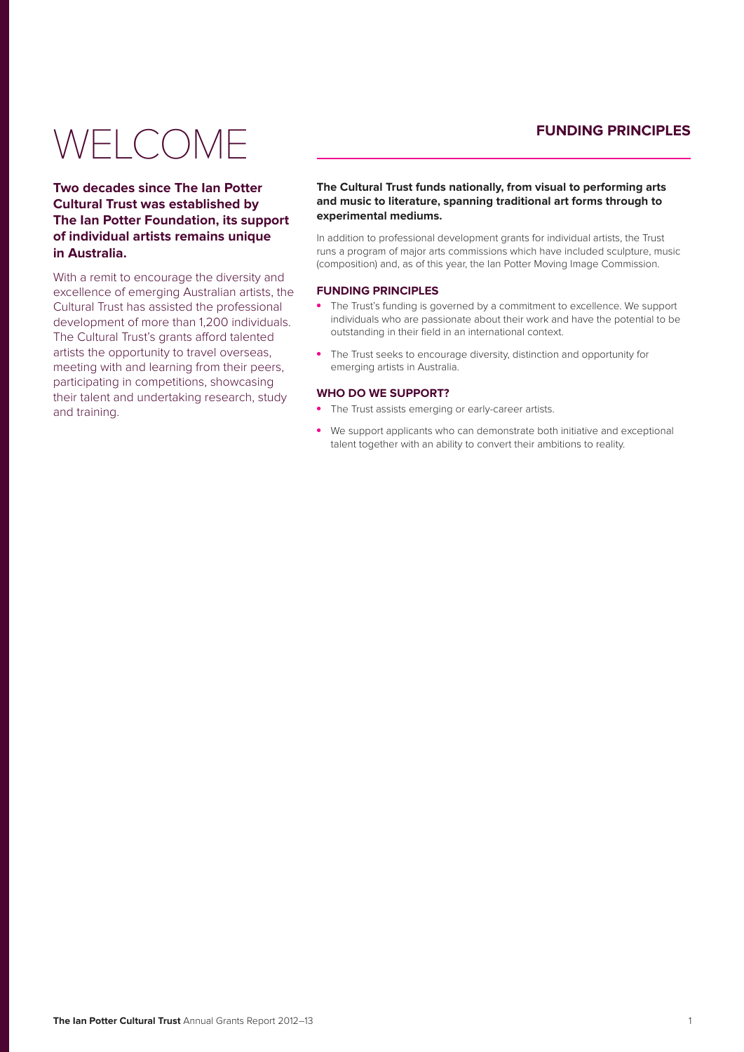# WELCOME

**Two decades since The Ian Potter Cultural Trust was established by The Ian Potter Foundation, its support of individual artists remains unique in Australia.**

With a remit to encourage the diversity and excellence of emerging Australian artists, the Cultural Trust has assisted the professional development of more than 1,200 individuals. The Cultural Trust's grants afford talented artists the opportunity to travel overseas, meeting with and learning from their peers, participating in competitions, showcasing their talent and undertaking research, study and training.

## FUNDING PRINCIPLES

**The Cultural Trust funds nationally, from visual to performing arts and music to literature, spanning traditional art forms through to experimental mediums.**

In addition to professional development grants for individual artists, the Trust runs a program of major arts commissions which have included sculpture, music (composition) and, as of this year, the Ian Potter Moving Image Commission.

### FUNDING PRINCIPLES

- The Trust's funding is governed by a commitment to excellence. We support individuals who are passionate about their work and have the potential to be outstanding in their field in an international context.
- The Trust seeks to encourage diversity, distinction and opportunity for emerging artists in Australia.

### WHO DO WE SUPPORT?

- The Trust assists emerging or early-career artists.
- We support applicants who can demonstrate both initiative and exceptional talent together with an ability to convert their ambitions to reality.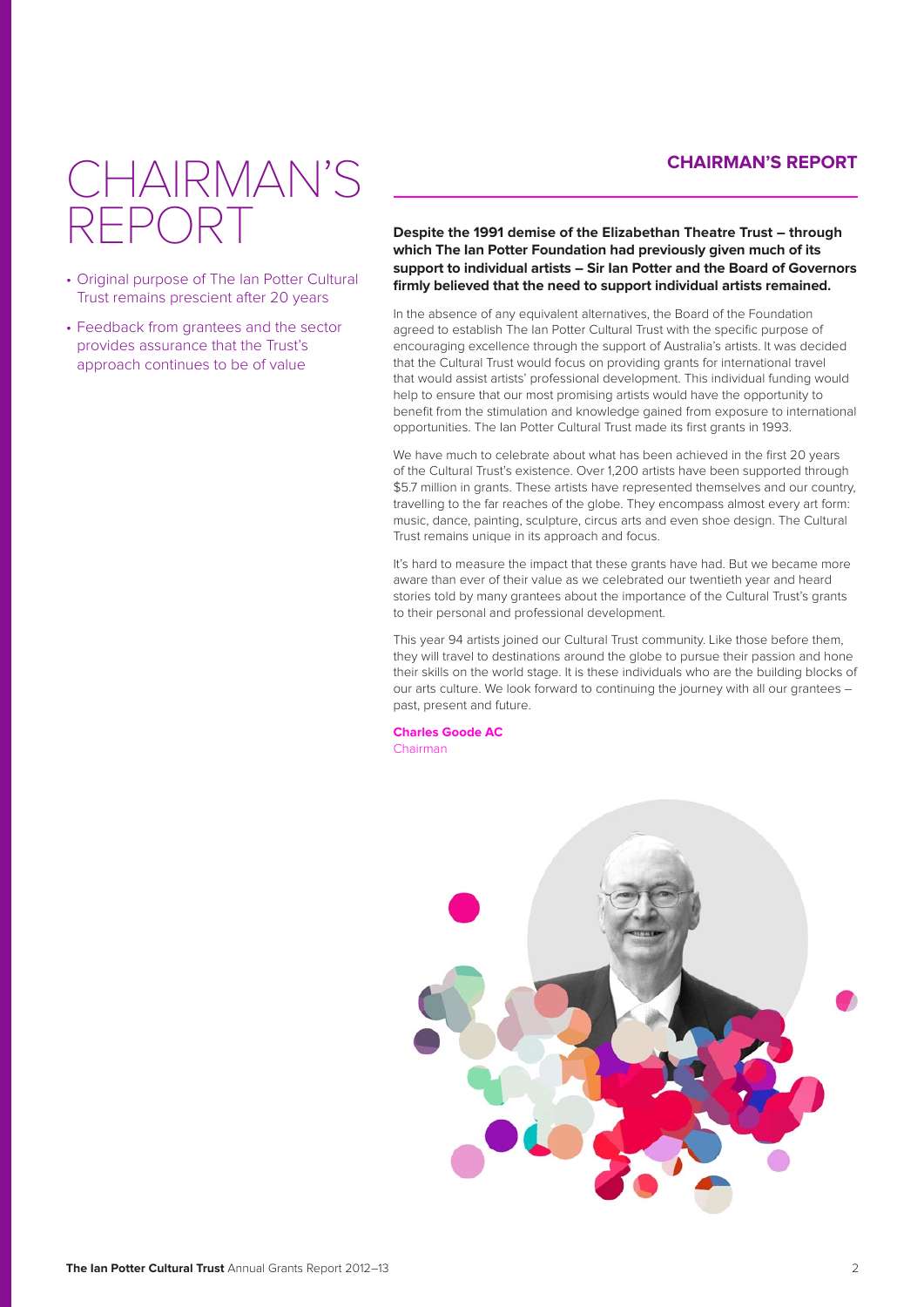# CHAIRMAN'S REPORT

- Original purpose of The Ian Potter Cultural Trust remains prescient after 20 years
- Feedback from grantees and the sector provides assurance that the Trust's approach continues to be of value

## CHAIRMAN'S REPORT

**Despite the 1991 demise of the Elizabethan Theatre Trust – through which The Ian Potter Foundation had previously given much of its support to individual artists – Sir Ian Potter and the Board of Governors firmly believed that the need to support individual artists remained.**

In the absence of any equivalent alternatives, the Board of the Foundation agreed to establish The Ian Potter Cultural Trust with the specific purpose of encouraging excellence through the support of Australia's artists. It was decided that the Cultural Trust would focus on providing grants for international travel that would assist artists' professional development. This individual funding would help to ensure that our most promising artists would have the opportunity to benefit from the stimulation and knowledge gained from exposure to international opportunities. The Ian Potter Cultural Trust made its first grants in 1993.

We have much to celebrate about what has been achieved in the first 20 years of the Cultural Trust's existence. Over 1,200 artists have been supported through $5.7 million in grants. These artists have represented themselves and our country, travelling to the far reaches of the globe. They encompass almost every art form: music, dance, painting, sculpture, circus arts and even shoe design. The Cultural Trust remains unique in its approach and focus.

It's hard to measure the impact that these grants have had. But we became more aware than ever of their value as we celebrated our twentieth year and heard stories told by many grantees about the importance of the Cultural Trust's grants to their personal and professional development.

This year 94 artists joined our Cultural Trust community. Like those before them, they will travel to destinations around the globe to pursue their passion and hone their skills on the world stage. It is these individuals who are the building blocks of our arts culture. We look forward to continuing the journey with all our grantees – past, present and future.

**Charles Goode AC**
Chairman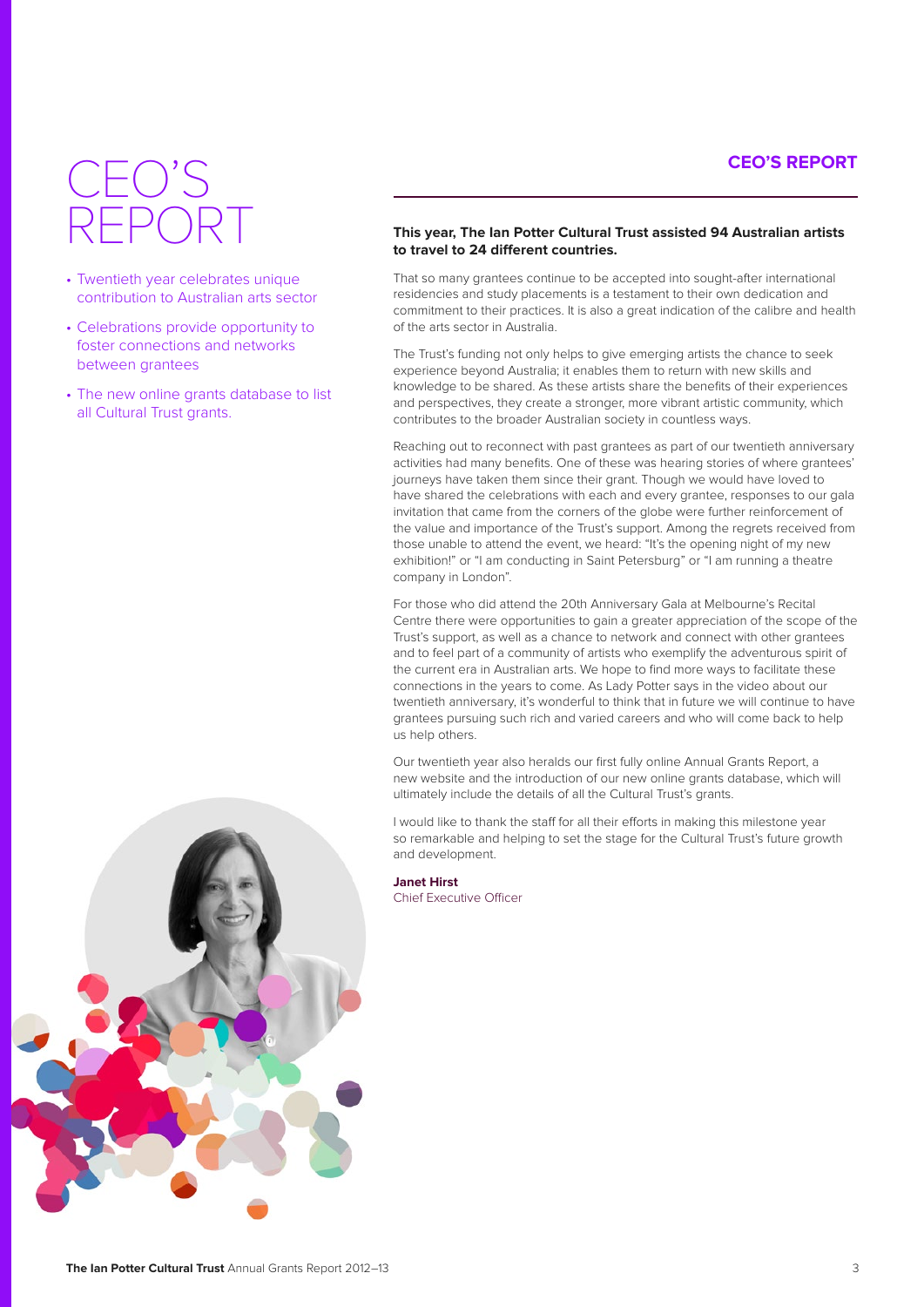# CEO'S REPORT

- Twentieth year celebrates unique contribution to Australian arts sector
- Celebrations provide opportunity to foster connections and networks between grantees
- The new online grants database to list all Cultural Trust grants.

## CEO'S REPORT

**This year, The Ian Potter Cultural Trust assisted 94 Australian artists to travel to 24 different countries.**

That so many grantees continue to be accepted into sought-after international residencies and study placements is a testament to their own dedication and commitment to their practices. It is also a great indication of the calibre and health of the arts sector in Australia.

The Trust's funding not only helps to give emerging artists the chance to seek experience beyond Australia; it enables them to return with new skills and knowledge to be shared. As these artists share the benefits of their experiences and perspectives, they create a stronger, more vibrant artistic community, which contributes to the broader Australian society in countless ways.

Reaching out to reconnect with past grantees as part of our twentieth anniversary activities had many benefits. One of these was hearing stories of where grantees' journeys have taken them since their grant. Though we would have loved to have shared the celebrations with each and every grantee, responses to our gala invitation that came from the corners of the globe were further reinforcement of the value and importance of the Trust's support. Among the regrets received from those unable to attend the event, we heard: "It's the opening night of my new exhibition!" or "I am conducting in Saint Petersburg" or "I am running a theatre company in London".

For those who did attend the 20th Anniversary Gala at Melbourne's Recital Centre there were opportunities to gain a greater appreciation of the scope of the Trust's support, as well as a chance to network and connect with other grantees and to feel part of a community of artists who exemplify the adventurous spirit of the current era in Australian arts. We hope to find more ways to facilitate these connections in the years to come. As Lady Potter says in the video about our twentieth anniversary, it's wonderful to think that in future we will continue to have grantees pursuing such rich and varied careers and who will come back to help us help others.

Our twentieth year also heralds our first fully online Annual Grants Report, a new website and the introduction of our new online grants database, which will ultimately include the details of all the Cultural Trust's grants.

I would like to thank the staff for all their efforts in making this milestone year so remarkable and helping to set the stage for the Cultural Trust's future growth and development.

**Janet Hirst**
Chief Executive Officer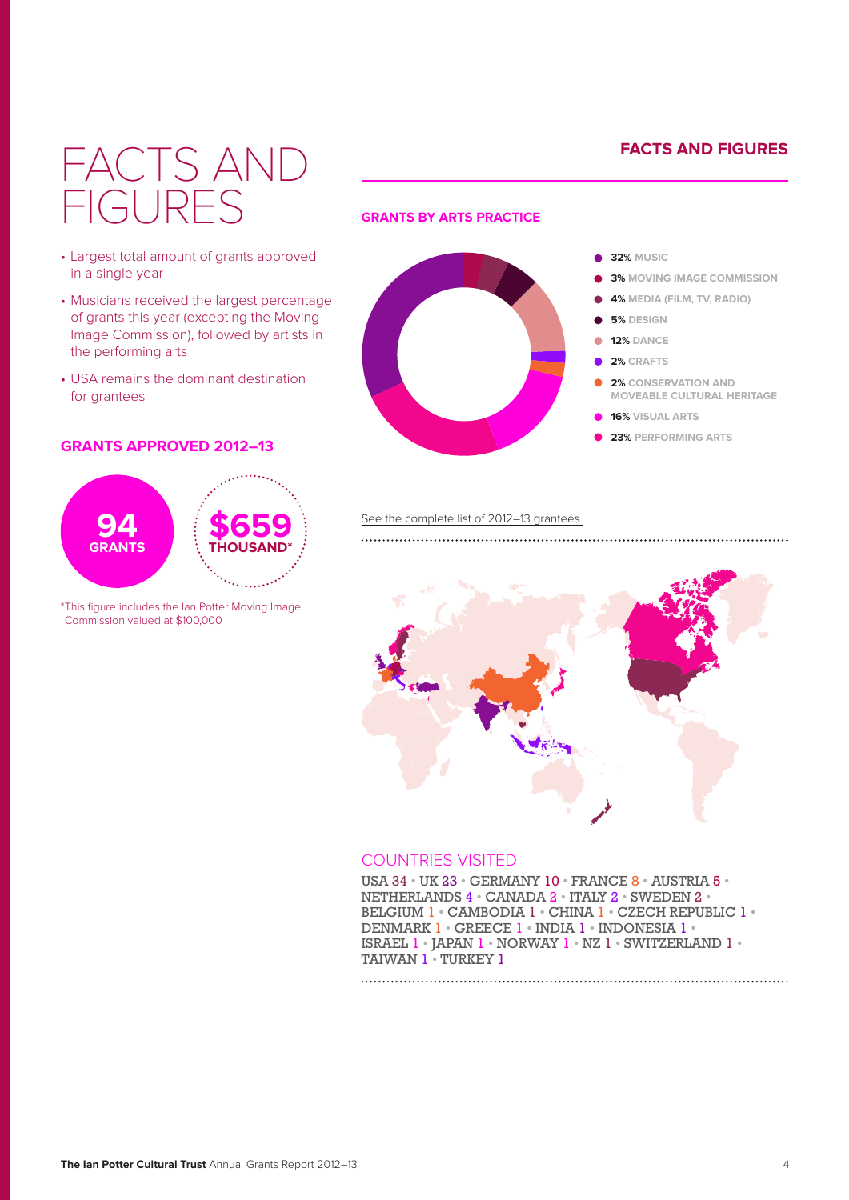# FACTS AND FIGURES

- Largest total amount of grants approved in a single year
- Musicians received the largest percentage of grants this year (excepting the Moving Image Commission), followed by artists in the performing arts
- USA remains the dominant destination for grantees

### GRANTS APPROVED 2012–13

**94** GRANTS

**$659** THOUSAND*

*This figure includes the Ian Potter Moving Image Commission valued at $100,000

### GRANTS BY ARTS PRACTICE

- **32%** MUSIC
- **3%** MOVING IMAGE COMMISSION
- **4%** MEDIA (FILM, TV, RADIO)
- **5%** DESIGN
- **12%** DANCE
- **2%** CRAFTS
- **2%** CONSERVATION AND MOVEABLE CULTURAL HERITAGE
- **16%** VISUAL ARTS
- **23%** PERFORMING ARTS

See the complete list of 2012–13 grantees.

### COUNTRIES VISITED

USA 34 • UK 23 • GERMANY 10 • FRANCE 8 • AUSTRIA 5 • NETHERLANDS 4 • CANADA 2 • ITALY 2 • SWEDEN 2 • BELGIUM 1 • CAMBODIA 1 • CHINA 1 • CZECH REPUBLIC 1 • DENMARK 1 • GREECE 1 • INDIA 1 • INDONESIA 1 • ISRAEL 1 • JAPAN 1 • NORWAY 1 • NZ 1 • SWITZERLAND 1 • TAIWAN 1 • TURKEY 1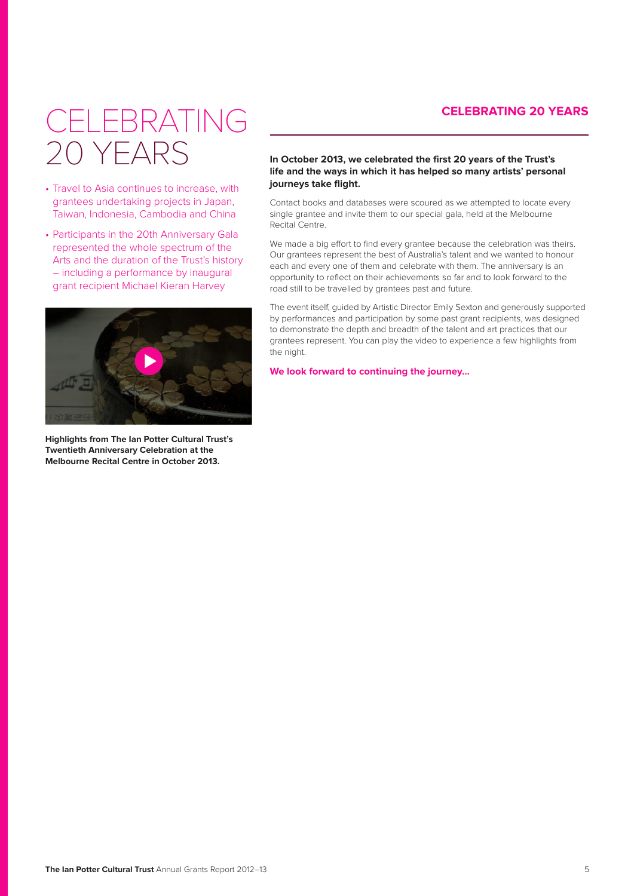# CELEBRATING 20 YEARS

- Travel to Asia continues to increase, with grantees undertaking projects in Japan, Taiwan, Indonesia, Cambodia and China
- Participants in the 20th Anniversary Gala represented the whole spectrum of the Arts and the duration of the Trust's history – including a performance by inaugural grant recipient Michael Kieran Harvey

**Highlights from The Ian Potter Cultural Trust's Twentieth Anniversary Celebration at the Melbourne Recital Centre in October 2013.**

## CELEBRATING 20 YEARS

**In October 2013, we celebrated the first 20 years of the Trust's life and the ways in which it has helped so many artists' personal journeys take flight.**

Contact books and databases were scoured as we attempted to locate every single grantee and invite them to our special gala, held at the Melbourne Recital Centre.

We made a big effort to find every grantee because the celebration was theirs. Our grantees represent the best of Australia's talent and we wanted to honour each and every one of them and celebrate with them. The anniversary is an opportunity to reflect on their achievements so far and to look forward to the road still to be travelled by grantees past and future.

The event itself, guided by Artistic Director Emily Sexton and generously supported by performances and participation by some past grant recipients, was designed to demonstrate the depth and breadth of the talent and art practices that our grantees represent. You can play the video to experience a few highlights from the night.

**We look forward to continuing the journey...**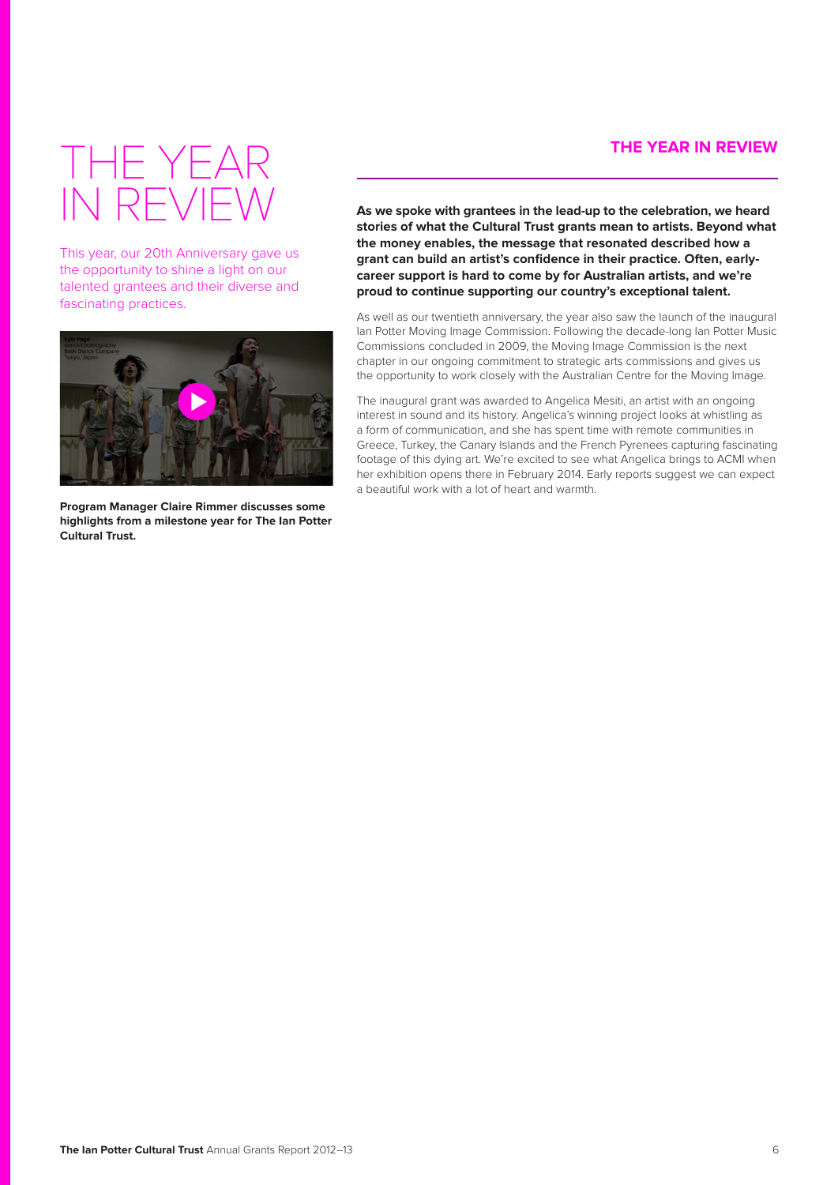# THE YEAR IN REVIEW

This year, our 20th Anniversary gave us the opportunity to shine a light on our talented grantees and their diverse and fascinating practices.

**Program Manager Claire Rimmer discusses some highlights from a milestone year for The Ian Potter Cultural Trust.**

## THE YEAR IN REVIEW

**As we spoke with grantees in the lead-up to the celebration, we heard stories of what the Cultural Trust grants mean to artists. Beyond what the money enables, the message that resonated described how a grant can build an artist's confidence in their practice. Often, early-career support is hard to come by for Australian artists, and we're proud to continue supporting our country's exceptional talent.**

As well as our twentieth anniversary, the year also saw the launch of the inaugural Ian Potter Moving Image Commission. Following the decade-long Ian Potter Music Commissions concluded in 2009, the Moving Image Commission is the next chapter in our ongoing commitment to strategic arts commissions and gives us the opportunity to work closely with the Australian Centre for the Moving Image.

The inaugural grant was awarded to Angelica Mesiti, an artist with an ongoing interest in sound and its history. Angelica's winning project looks at whistling as a form of communication, and she has spent time with remote communities in Greece, Turkey, the Canary Islands and the French Pyrenees capturing fascinating footage of this dying art. We're excited to see what Angelica brings to ACMI when her exhibition opens there in February 2014. Early reports suggest we can expect a beautiful work with a lot of heart and warmth.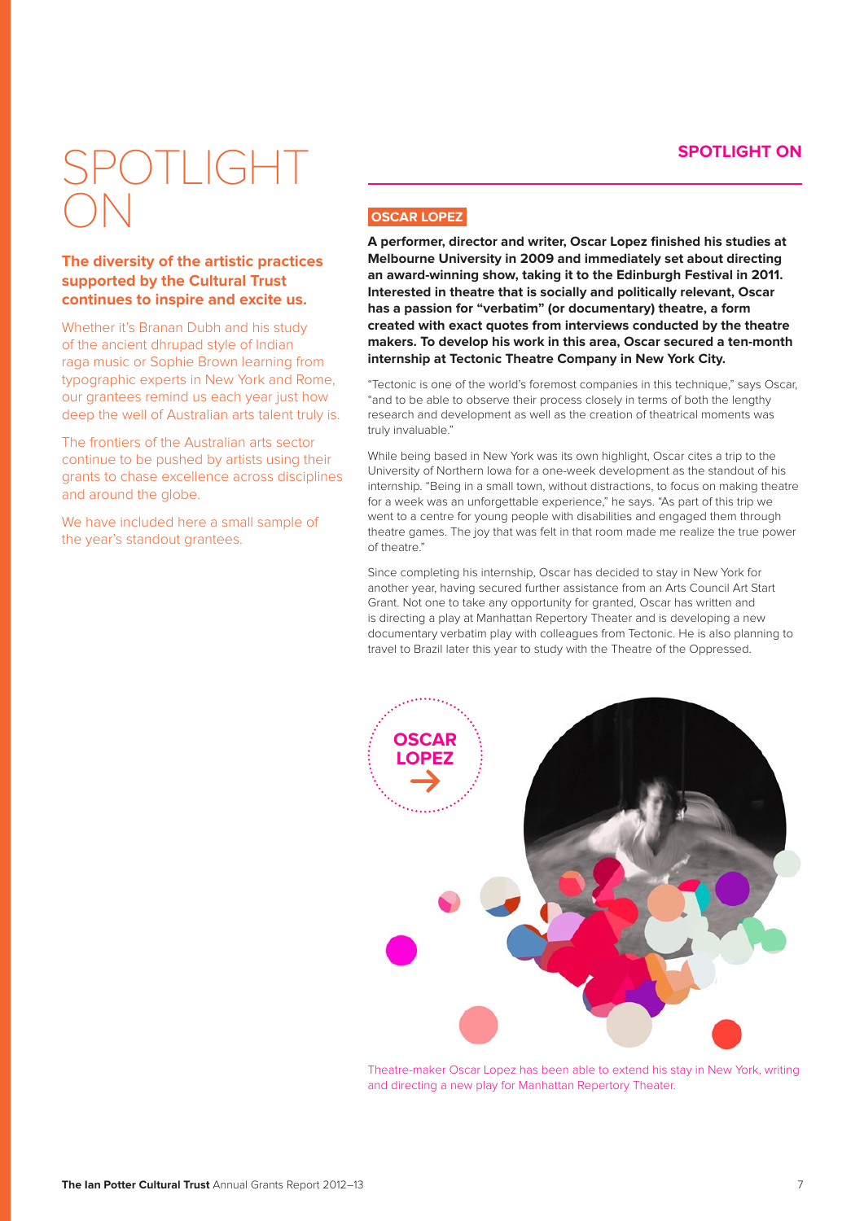# SPOTLIGHT ON

**The diversity of the artistic practices supported by the Cultural Trust continues to inspire and excite us.**

Whether it's Branan Dubh and his study of the ancient dhrupad style of Indian raga music or Sophie Brown learning from typographic experts in New York and Rome, our grantees remind us each year just how deep the well of Australian arts talent truly is.

The frontiers of the Australian arts sector continue to be pushed by artists using their grants to chase excellence across disciplines and around the globe.

We have included here a small sample of the year's standout grantees.

## SPOTLIGHT ON

### OSCAR LOPEZ

**A performer, director and writer, Oscar Lopez finished his studies at Melbourne University in 2009 and immediately set about directing an award-winning show, taking it to the Edinburgh Festival in 2011. Interested in theatre that is socially and politically relevant, Oscar has a passion for "verbatim" (or documentary) theatre, a form created with exact quotes from interviews conducted by the theatre makers. To develop his work in this area, Oscar secured a ten-month internship at Tectonic Theatre Company in New York City.**

"Tectonic is one of the world's foremost companies in this technique," says Oscar, "and to be able to observe their process closely in terms of both the lengthy research and development as well as the creation of theatrical moments was truly invaluable."

While being based in New York was its own highlight, Oscar cites a trip to the University of Northern Iowa for a one-week development as the standout of his internship. "Being in a small town, without distractions, to focus on making theatre for a week was an unforgettable experience," he says. "As part of this trip we went to a centre for young people with disabilities and engaged them through theatre games. The joy that was felt in that room made me realize the true power of theatre."

Since completing his internship, Oscar has decided to stay in New York for another year, having secured further assistance from an Arts Council Art Start Grant. Not one to take any opportunity for granted, Oscar has written and is directing a play at Manhattan Repertory Theater and is developing a new documentary verbatim play with colleagues from Tectonic. He is also planning to travel to Brazil later this year to study with the Theatre of the Oppressed.

OSCAR LOPEZ →

Theatre-maker Oscar Lopez has been able to extend his stay in New York, writing and directing a new play for Manhattan Repertory Theater.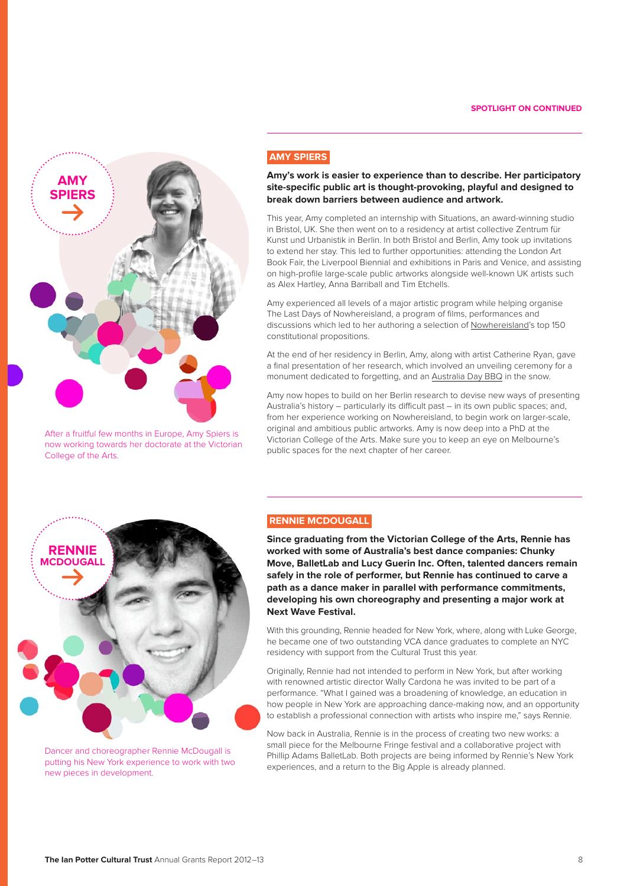SPOTLIGHT ON CONTINUED

AMY SPIERS →

After a fruitful few months in Europe, Amy Spiers is now working towards her doctorate at the Victorian College of the Arts.

## AMY SPIERS

**Amy's work is easier to experience than to describe. Her participatory site-specific public art is thought-provoking, playful and designed to break down barriers between audience and artwork.**

This year, Amy completed an internship with Situations, an award-winning studio in Bristol, UK. She then went on to a residency at artist collective Zentrum für Kunst und Urbanistik in Berlin. In both Bristol and Berlin, Amy took up invitations to extend her stay. This led to further opportunities: attending the London Art Book Fair, the Liverpool Biennial and exhibitions in Paris and Venice, and assisting on high-profile large-scale public artworks alongside well-known UK artists such as Alex Hartley, Anna Barriball and Tim Etchells.

Amy experienced all levels of a major artistic program while helping organise The Last Days of Nowhereisland, a program of films, performances and discussions which led to her authoring a selection of Nowhereisland's top 150 constitutional propositions.

At the end of her residency in Berlin, Amy, along with artist Catherine Ryan, gave a final presentation of her research, which involved an unveiling ceremony for a monument dedicated to forgetting, and an Australia Day BBQ in the snow.

Amy now hopes to build on her Berlin research to devise new ways of presenting Australia's history – particularly its difficult past – in its own public spaces; and, from her experience working on Nowhereisland, to begin work on larger-scale, original and ambitious public artworks. Amy is now deep into a PhD at the Victorian College of the Arts. Make sure you to keep an eye on Melbourne's public spaces for the next chapter of her career.

RENNIE MCDOUGALL →

Dancer and choreographer Rennie McDougall is putting his New York experience to work with two new pieces in development.

## RENNIE MCDOUGALL

**Since graduating from the Victorian College of the Arts, Rennie has worked with some of Australia's best dance companies: Chunky Move, BalletLab and Lucy Guerin Inc. Often, talented dancers remain safely in the role of performer, but Rennie has continued to carve a path as a dance maker in parallel with performance commitments, developing his own choreography and presenting a major work at Next Wave Festival.**

With this grounding, Rennie headed for New York, where, along with Luke George, he became one of two outstanding VCA dance graduates to complete an NYC residency with support from the Cultural Trust this year.

Originally, Rennie had not intended to perform in New York, but after working with renowned artistic director Wally Cardona he was invited to be part of a performance. "What I gained was a broadening of knowledge, an education in how people in New York are approaching dance-making now, and an opportunity to establish a professional connection with artists who inspire me," says Rennie.

Now back in Australia, Rennie is in the process of creating two new works: a small piece for the Melbourne Fringe festival and a collaborative project with Phillip Adams BalletLab. Both projects are being informed by Rennie's New York experiences, and a return to the Big Apple is already planned.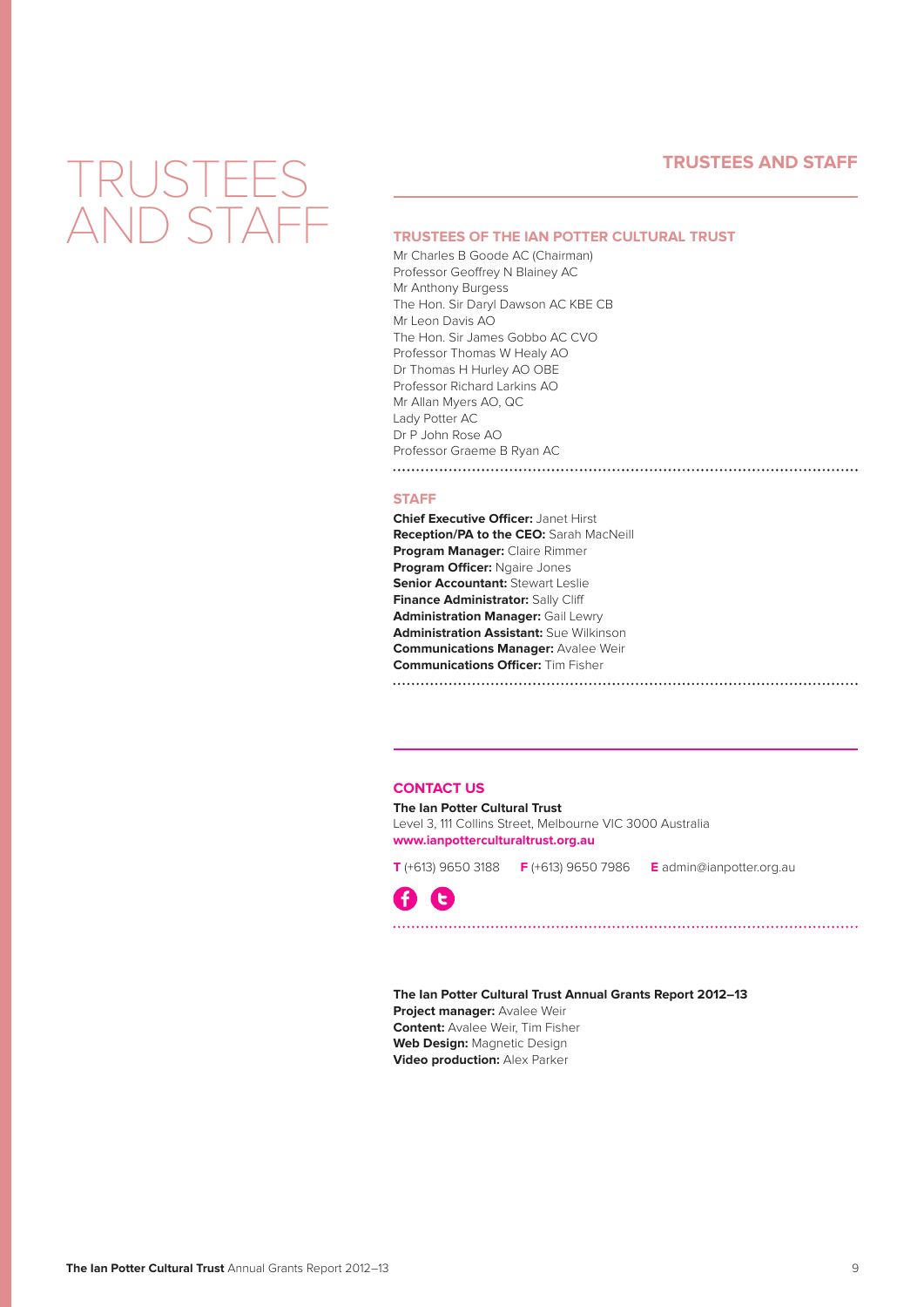# TRUSTEES AND STAFF

## TRUSTEES AND STAFF

### TRUSTEES OF THE IAN POTTER CULTURAL TRUST

Mr Charles B Goode AC (Chairman)
Professor Geoffrey N Blainey AC
Mr Anthony Burgess
The Hon. Sir Daryl Dawson AC KBE CB
Mr Leon Davis AO
The Hon. Sir James Gobbo AC CVO
Professor Thomas W Healy AO
Dr Thomas H Hurley AO OBE
Professor Richard Larkins AO
Mr Allan Myers AO, QC
Lady Potter AC
Dr P John Rose AO
Professor Graeme B Ryan AC

### STAFF

**Chief Executive Officer:** Janet Hirst
**Reception/PA to the CEO:** Sarah MacNeill
**Program Manager:** Claire Rimmer
**Program Officer:** Ngaire Jones
**Senior Accountant:** Stewart Leslie
**Finance Administrator:** Sally Cliff
**Administration Manager:** Gail Lewry
**Administration Assistant:** Sue Wilkinson
**Communications Manager:** Avalee Weir
**Communications Officer:** Tim Fisher

### CONTACT US

**The Ian Potter Cultural Trust**
Level 3, 111 Collins Street, Melbourne VIC 3000 Australia
**www.ianpotterculturaltrust.org.au**

**T** (+613) 9650 3188 **F** (+613) 9650 7986 **E** admin@ianpotter.org.au

**The Ian Potter Cultural Trust Annual Grants Report 2012–13**
**Project manager:** Avalee Weir
**Content:** Avalee Weir, Tim Fisher
**Web Design:** Magnetic Design
**Video production:** Alex Parker